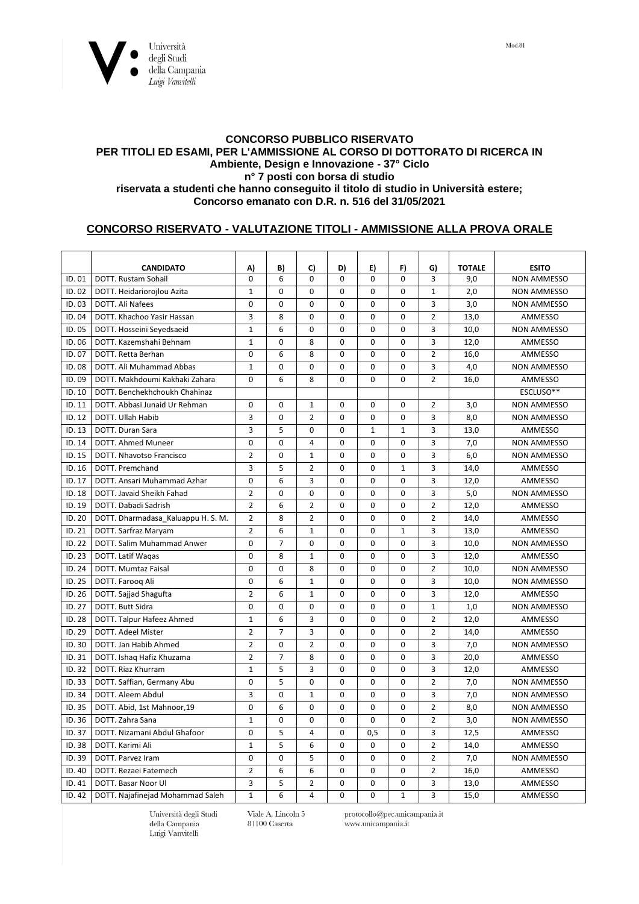Mod.81

**CONCORSO PUBBLICO RISERVATO**
**PER TITOLI ED ESAMI, PER L'AMMISSIONE AL CORSO DI DOTTORATO DI RICERCA IN**
**Ambiente, Design e Innovazione - 37° Ciclo**
**n° 7 posti con borsa di studio**
**riservata a studenti che hanno conseguito il titolo di studio in Università estere;**
**Concorso emanato con D.R. n. 516 del 31/05/2021**

## CONCORSO RISERVATO - VALUTAZIONE TITOLI - AMMISSIONE ALLA PROVA ORALE

| | CANDIDATO | A) | B) | C) | D) | E) | F) | G) | TOTALE | ESITO |
|---|---|---|---|---|---|---|---|---|---|---|
| ID. 01 | DOTT. Rustam Sohail | 0 | 6 | 0 | 0 | 0 | 0 | 3 | 9,0 | NON AMMESSO |
| ID. 02 | DOTT. Heidariorojlou Azita | 1 | 0 | 0 | 0 | 0 | 0 | 1 | 2,0 | NON AMMESSO |
| ID. 03 | DOTT. Ali Nafees | 0 | 0 | 0 | 0 | 0 | 0 | 3 | 3,0 | NON AMMESSO |
| ID. 04 | DOTT. Khachoo Yasir Hassan | 3 | 8 | 0 | 0 | 0 | 0 | 2 | 13,0 | AMMESSO |
| ID. 05 | DOTT. Hosseini Seyedsaeid | 1 | 6 | 0 | 0 | 0 | 0 | 3 | 10,0 | NON AMMESSO |
| ID. 06 | DOTT. Kazemshahi Behnam | 1 | 0 | 8 | 0 | 0 | 0 | 3 | 12,0 | AMMESSO |
| ID. 07 | DOTT. Retta Berhan | 0 | 6 | 8 | 0 | 0 | 0 | 2 | 16,0 | AMMESSO |
| ID. 08 | DOTT. Ali Muhammad Abbas | 1 | 0 | 0 | 0 | 0 | 0 | 3 | 4,0 | NON AMMESSO |
| ID. 09 | DOTT. Makhdoumi Kakhaki Zahara | 0 | 6 | 8 | 0 | 0 | 0 | 2 | 16,0 | AMMESSO |
| ID. 10 | DOTT. Benchekhchoukh Chahinaz | | | | | | | | | ESCLUSO** |
| ID. 11 | DOTT. Abbasi Junaid Ur Rehman | 0 | 0 | 1 | 0 | 0 | 0 | 2 | 3,0 | NON AMMESSO |
| ID. 12 | DOTT. Ullah Habib | 3 | 0 | 2 | 0 | 0 | 0 | 3 | 8,0 | NON AMMESSO |
| ID. 13 | DOTT. Duran Sara | 3 | 5 | 0 | 0 | 1 | 1 | 3 | 13,0 | AMMESSO |
| ID. 14 | DOTT. Ahmed Muneer | 0 | 0 | 4 | 0 | 0 | 0 | 3 | 7,0 | NON AMMESSO |
| ID. 15 | DOTT. Nhavotso Francisco | 2 | 0 | 1 | 0 | 0 | 0 | 3 | 6,0 | NON AMMESSO |
| ID. 16 | DOTT. Premchand | 3 | 5 | 2 | 0 | 0 | 1 | 3 | 14,0 | AMMESSO |
| ID. 17 | DOTT. Ansari Muhammad Azhar | 0 | 6 | 3 | 0 | 0 | 0 | 3 | 12,0 | AMMESSO |
| ID. 18 | DOTT. Javaid Sheikh Fahad | 2 | 0 | 0 | 0 | 0 | 0 | 3 | 5,0 | NON AMMESSO |
| ID. 19 | DOTT. Dabadi Sadrish | 2 | 6 | 2 | 0 | 0 | 0 | 2 | 12,0 | AMMESSO |
| ID. 20 | DOTT. Dharmadasa_Kaluappu H. S. M. | 2 | 8 | 2 | 0 | 0 | 0 | 2 | 14,0 | AMMESSO |
| ID. 21 | DOTT. Sarfraz Maryam | 2 | 6 | 1 | 0 | 0 | 1 | 3 | 13,0 | AMMESSO |
| ID. 22 | DOTT. Salim Muhammad Anwer | 0 | 7 | 0 | 0 | 0 | 0 | 3 | 10,0 | NON AMMESSO |
| ID. 23 | DOTT. Latif Waqas | 0 | 8 | 1 | 0 | 0 | 0 | 3 | 12,0 | AMMESSO |
| ID. 24 | DOTT. Mumtaz Faisal | 0 | 0 | 8 | 0 | 0 | 0 | 2 | 10,0 | NON AMMESSO |
| ID. 25 | DOTT. Farooq Ali | 0 | 6 | 1 | 0 | 0 | 0 | 3 | 10,0 | NON AMMESSO |
| ID. 26 | DOTT. Sajjad Shagufta | 2 | 6 | 1 | 0 | 0 | 0 | 3 | 12,0 | AMMESSO |
| ID. 27 | DOTT. Butt Sidra | 0 | 0 | 0 | 0 | 0 | 0 | 1 | 1,0 | NON AMMESSO |
| ID. 28 | DOTT. Talpur Hafeez Ahmed | 1 | 6 | 3 | 0 | 0 | 0 | 2 | 12,0 | AMMESSO |
| ID. 29 | DOTT. Adeel Mister | 2 | 7 | 3 | 0 | 0 | 0 | 2 | 14,0 | AMMESSO |
| ID. 30 | DOTT. Jan Habib Ahmed | 2 | 0 | 2 | 0 | 0 | 0 | 3 | 7,0 | NON AMMESSO |
| ID. 31 | DOTT. Ishaq Hafiz Khuzama | 2 | 7 | 8 | 0 | 0 | 0 | 3 | 20,0 | AMMESSO |
| ID. 32 | DOTT. Riaz Khurram | 1 | 5 | 3 | 0 | 0 | 0 | 3 | 12,0 | AMMESSO |
| ID. 33 | DOTT. Saffian, Germany Abu | 0 | 5 | 0 | 0 | 0 | 0 | 2 | 7,0 | NON AMMESSO |
| ID. 34 | DOTT. Aleem Abdul | 3 | 0 | 1 | 0 | 0 | 0 | 3 | 7,0 | NON AMMESSO |
| ID. 35 | DOTT. Abid, 1st Mahnoor,19 | 0 | 6 | 0 | 0 | 0 | 0 | 2 | 8,0 | NON AMMESSO |
| ID. 36 | DOTT. Zahra Sana | 1 | 0 | 0 | 0 | 0 | 0 | 2 | 3,0 | NON AMMESSO |
| ID. 37 | DOTT. Nizamani Abdul Ghafoor | 0 | 5 | 4 | 0 | 0,5 | 0 | 3 | 12,5 | AMMESSO |
| ID. 38 | DOTT. Karimi Ali | 1 | 5 | 6 | 0 | 0 | 0 | 2 | 14,0 | AMMESSO |
| ID. 39 | DOTT. Parvez Iram | 0 | 0 | 5 | 0 | 0 | 0 | 2 | 7,0 | NON AMMESSO |
| ID. 40 | DOTT. Rezaei Fatemech | 2 | 6 | 6 | 0 | 0 | 0 | 2 | 16,0 | AMMESSO |
| ID. 41 | DOTT. Basar Noor Ul | 3 | 5 | 2 | 0 | 0 | 0 | 3 | 13,0 | AMMESSO |
| ID. 42 | DOTT. Najafinejad Mohammad Saleh | 1 | 6 | 4 | 0 | 0 | 1 | 3 | 15,0 | AMMESSO |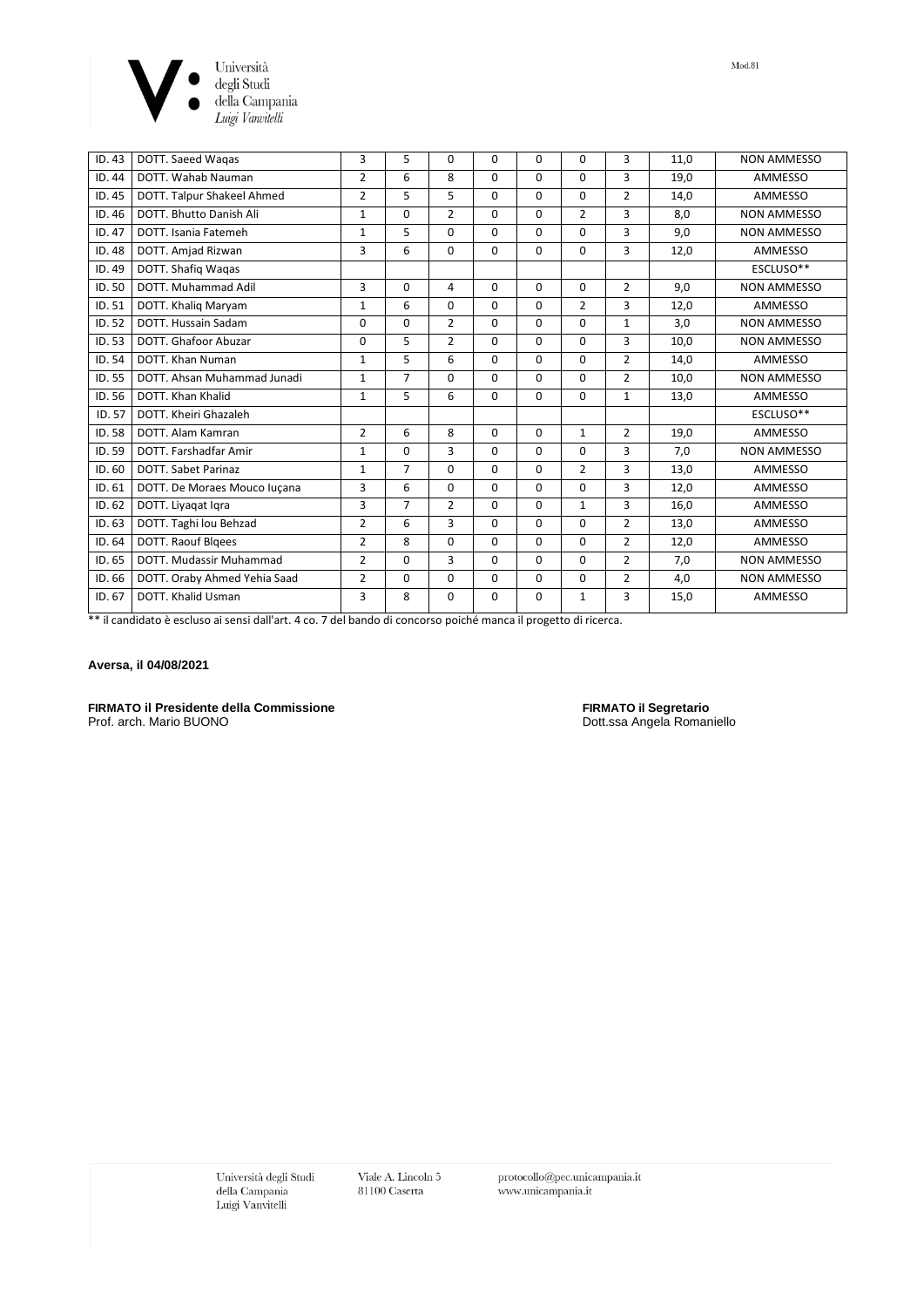| | | | | | | | | | | |
|---|---|---|---|---|---|---|---|---|---|---|
| ID. 43 | DOTT. Saeed Waqas | 3 | 5 | 0 | 0 | 0 | 0 | 3 | 11,0 | NON AMMESSO |
| ID. 44 | DOTT. Wahab Nauman | 2 | 6 | 8 | 0 | 0 | 0 | 3 | 19,0 | AMMESSO |
| ID. 45 | DOTT. Talpur Shakeel Ahmed | 2 | 5 | 5 | 0 | 0 | 0 | 2 | 14,0 | AMMESSO |
| ID. 46 | DOTT. Bhutto Danish Ali | 1 | 0 | 2 | 0 | 0 | 2 | 3 | 8,0 | NON AMMESSO |
| ID. 47 | DOTT. Isania Fatemeh | 1 | 5 | 0 | 0 | 0 | 0 | 3 | 9,0 | NON AMMESSO |
| ID. 48 | DOTT. Amjad Rizwan | 3 | 6 | 0 | 0 | 0 | 0 | 3 | 12,0 | AMMESSO |
| ID. 49 | DOTT. Shafiq Waqas | | | | | | | | | ESCLUSO** |
| ID. 50 | DOTT. Muhammad Adil | 3 | 0 | 4 | 0 | 0 | 0 | 2 | 9,0 | NON AMMESSO |
| ID. 51 | DOTT. Khaliq Maryam | 1 | 6 | 0 | 0 | 0 | 2 | 3 | 12,0 | AMMESSO |
| ID. 52 | DOTT. Hussain Sadam | 0 | 0 | 2 | 0 | 0 | 0 | 1 | 3,0 | NON AMMESSO |
| ID. 53 | DOTT. Ghafoor Abuzar | 0 | 5 | 2 | 0 | 0 | 0 | 3 | 10,0 | NON AMMESSO |
| ID. 54 | DOTT. Khan Numan | 1 | 5 | 6 | 0 | 0 | 0 | 2 | 14,0 | AMMESSO |
| ID. 55 | DOTT. Ahsan Muhammad Junadi | 1 | 7 | 0 | 0 | 0 | 0 | 2 | 10,0 | NON AMMESSO |
| ID. 56 | DOTT. Khan Khalid | 1 | 5 | 6 | 0 | 0 | 0 | 1 | 13,0 | AMMESSO |
| ID. 57 | DOTT. Kheiri Ghazaleh | | | | | | | | | ESCLUSO** |
| ID. 58 | DOTT. Alam Kamran | 2 | 6 | 8 | 0 | 0 | 1 | 2 | 19,0 | AMMESSO |
| ID. 59 | DOTT. Farshadfar Amir | 1 | 0 | 3 | 0 | 0 | 0 | 3 | 7,0 | NON AMMESSO |
| ID. 60 | DOTT. Sabet Parinaz | 1 | 7 | 0 | 0 | 0 | 2 | 3 | 13,0 | AMMESSO |
| ID. 61 | DOTT. De Moraes Mouco Iuçana | 3 | 6 | 0 | 0 | 0 | 0 | 3 | 12,0 | AMMESSO |
| ID. 62 | DOTT. Liyaqat Iqra | 3 | 7 | 2 | 0 | 0 | 1 | 3 | 16,0 | AMMESSO |
| ID. 63 | DOTT. Taghi lou Behzad | 2 | 6 | 3 | 0 | 0 | 0 | 2 | 13,0 | AMMESSO |
| ID. 64 | DOTT. Raouf Blqees | 2 | 8 | 0 | 0 | 0 | 0 | 2 | 12,0 | AMMESSO |
| ID. 65 | DOTT. Mudassir Muhammad | 2 | 0 | 3 | 0 | 0 | 0 | 2 | 7,0 | NON AMMESSO |
| ID. 66 | DOTT. Oraby Ahmed Yehia Saad | 2 | 0 | 0 | 0 | 0 | 0 | 2 | 4,0 | NON AMMESSO |
| ID. 67 | DOTT. Khalid Usman | 3 | 8 | 0 | 0 | 0 | 1 | 3 | 15,0 | AMMESSO |

** il candidato è escluso ai sensi dall'art. 4 co. 7 del bando di concorso poiché manca il progetto di ricerca.

**Aversa, il 04/08/2021**

**FIRMATO il Presidente della Commissione**
Prof. arch. Mario BUONO

**FIRMATO il Segretario**
Dott.ssa Angela Romaniello